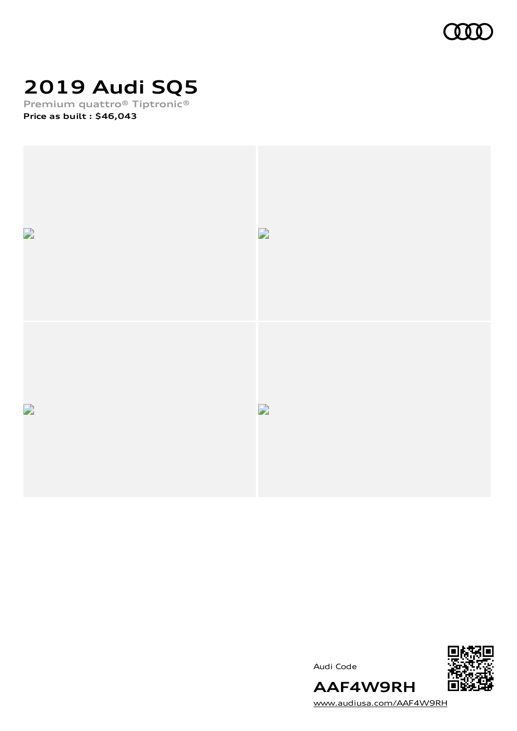# 2019 Audi SQ5

Premium quattro® Tiptronic®

**Price as built : $46,043**

Audi Code

**AAF4W9RH**

www.audiusa.com/AAF4W9RH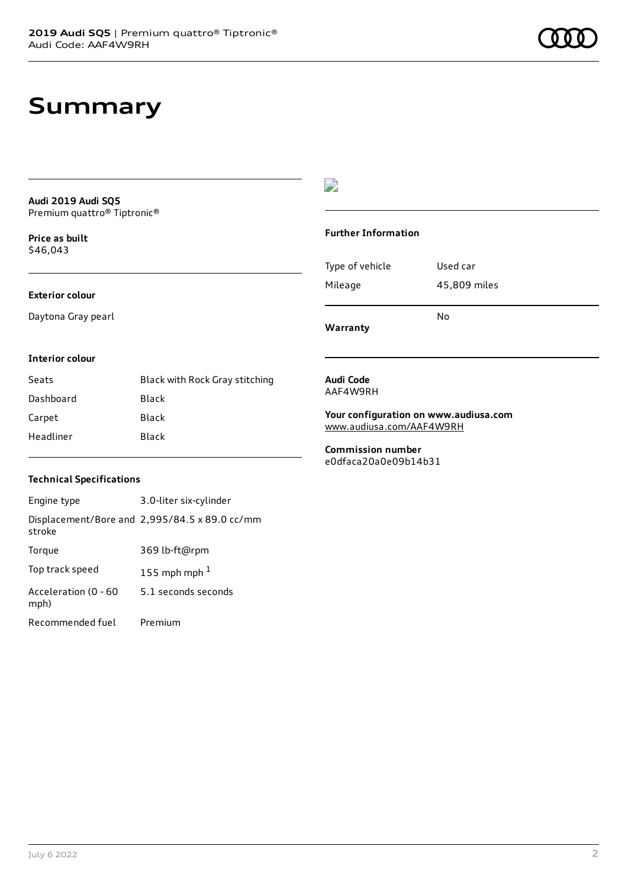# Summary

**Audi 2019 Audi SQ5**
Premium quattro® Tiptronic®

**Price as built**
$46,043

**Exterior colour**

Daytona Gray pearl

**Interior colour**

| Seats | Black with Rock Gray stitching |
| --- | --- |
| Dashboard | Black |
| Carpet | Black |
| Headliner | Black |

**Technical Specifications**

| Engine type | 3.0-liter six-cylinder |
| --- | --- |
| Displacement/Bore and stroke | 2,995/84.5 x 89.0 cc/mm |
| Torque | 369 lb-ft@rpm |
| Top track speed | 155 mph mph [1] |
| Acceleration (0 - 60 mph) | 5.1 seconds seconds |
| Recommended fuel | Premium |

**Further Information**

| Type of vehicle | Used car |
| --- | --- |
| Mileage | 45,809 miles |
| **Warranty** | No |

**Audi Code**
AAF4W9RH

**Your configuration on www.audiusa.com**
www.audiusa.com/AAF4W9RH

**Commission number**
e0dfaca20a0e09b14b31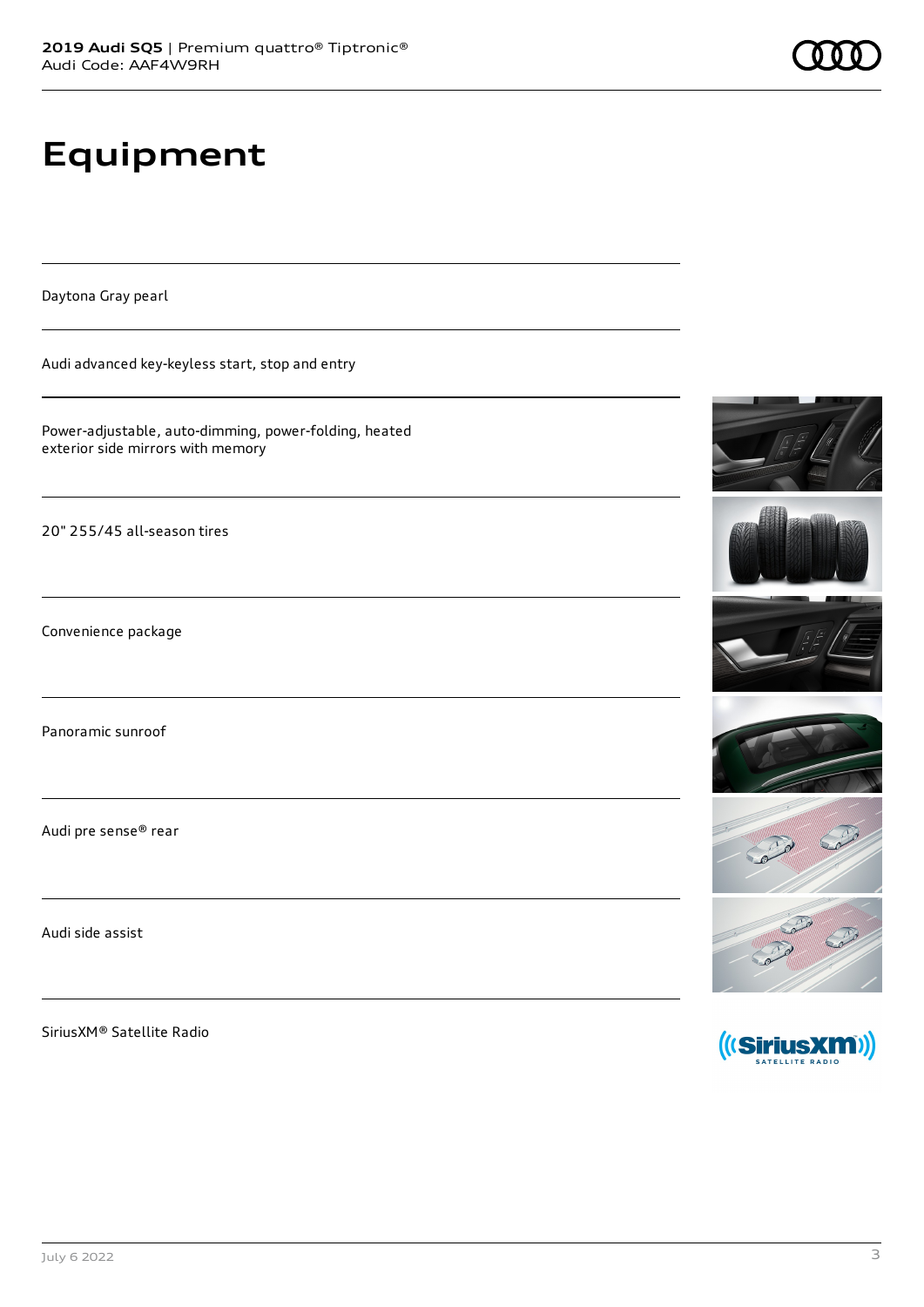# Equipment

Daytona Gray pearl

Audi advanced key-keyless start, stop and entry

Power-adjustable, auto-dimming, power-folding, heated exterior side mirrors with memory

20" 255/45 all-season tires

Convenience package

Panoramic sunroof

Audi pre sense® rear

Audi side assist

SiriusXM® Satellite Radio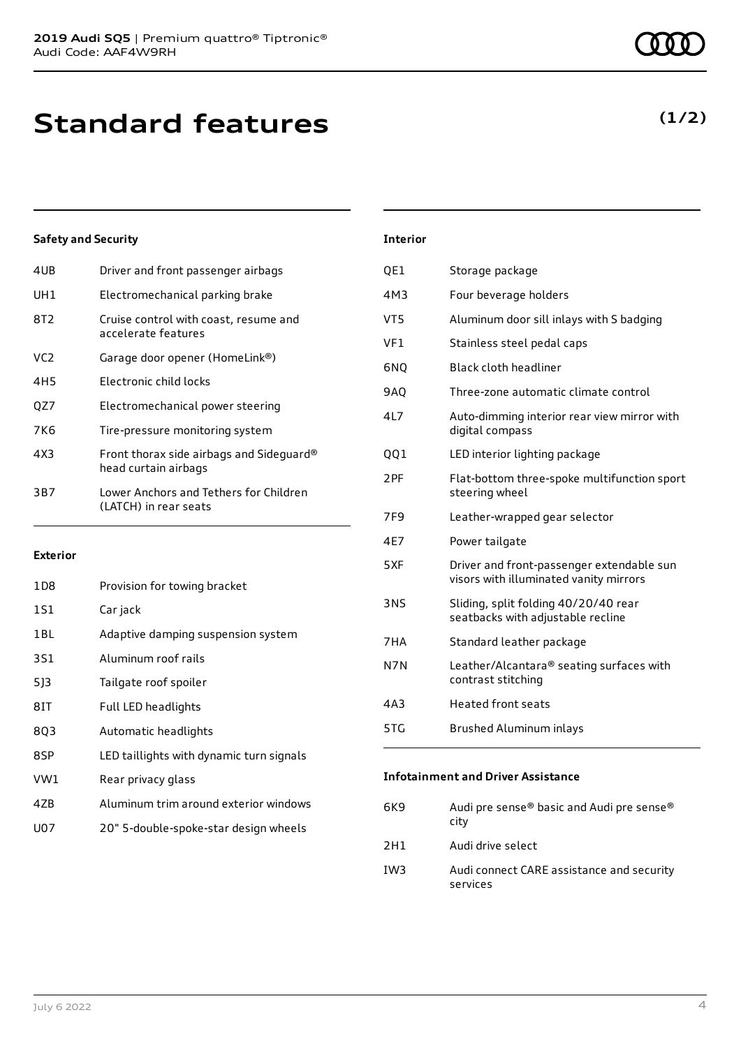# Standard features

**(1/2)**

### Safety and Security

| | |
|---|---|
| 4UB | Driver and front passenger airbags |
| UH1 | Electromechanical parking brake |
| 8T2 | Cruise control with coast, resume and accelerate features |
| VC2 | Garage door opener (HomeLink®) |
| 4H5 | Electronic child locks |
| QZ7 | Electromechanical power steering |
| 7K6 | Tire-pressure monitoring system |
| 4X3 | Front thorax side airbags and Sideguard® head curtain airbags |
| 3B7 | Lower Anchors and Tethers for Children (LATCH) in rear seats |

### Exterior

| | |
|---|---|
| 1D8 | Provision for towing bracket |
| 1S1 | Car jack |
| 1BL | Adaptive damping suspension system |
| 3S1 | Aluminum roof rails |
| 5J3 | Tailgate roof spoiler |
| 8IT | Full LED headlights |
| 8Q3 | Automatic headlights |
| 8SP | LED taillights with dynamic turn signals |
| VW1 | Rear privacy glass |
| 4ZB | Aluminum trim around exterior windows |
| U07 | 20" 5-double-spoke-star design wheels |

### Interior

| | |
|---|---|
| QE1 | Storage package |
| 4M3 | Four beverage holders |
| VT5 | Aluminum door sill inlays with S badging |
| VF1 | Stainless steel pedal caps |
| 6NQ | Black cloth headliner |
| 9AQ | Three-zone automatic climate control |
| 4L7 | Auto-dimming interior rear view mirror with digital compass |
| QQ1 | LED interior lighting package |
| 2PF | Flat-bottom three-spoke multifunction sport steering wheel |
| 7F9 | Leather-wrapped gear selector |
| 4E7 | Power tailgate |
| 5XF | Driver and front-passenger extendable sun visors with illuminated vanity mirrors |
| 3NS | Sliding, split folding 40/20/40 rear seatbacks with adjustable recline |
| 7HA | Standard leather package |
| N7N | Leather/Alcantara® seating surfaces with contrast stitching |
| 4A3 | Heated front seats |
| 5TG | Brushed Aluminum inlays |

### Infotainment and Driver Assistance

| | |
|---|---|
| 6K9 | Audi pre sense® basic and Audi pre sense® city |
| 2H1 | Audi drive select |
| IW3 | Audi connect CARE assistance and security services |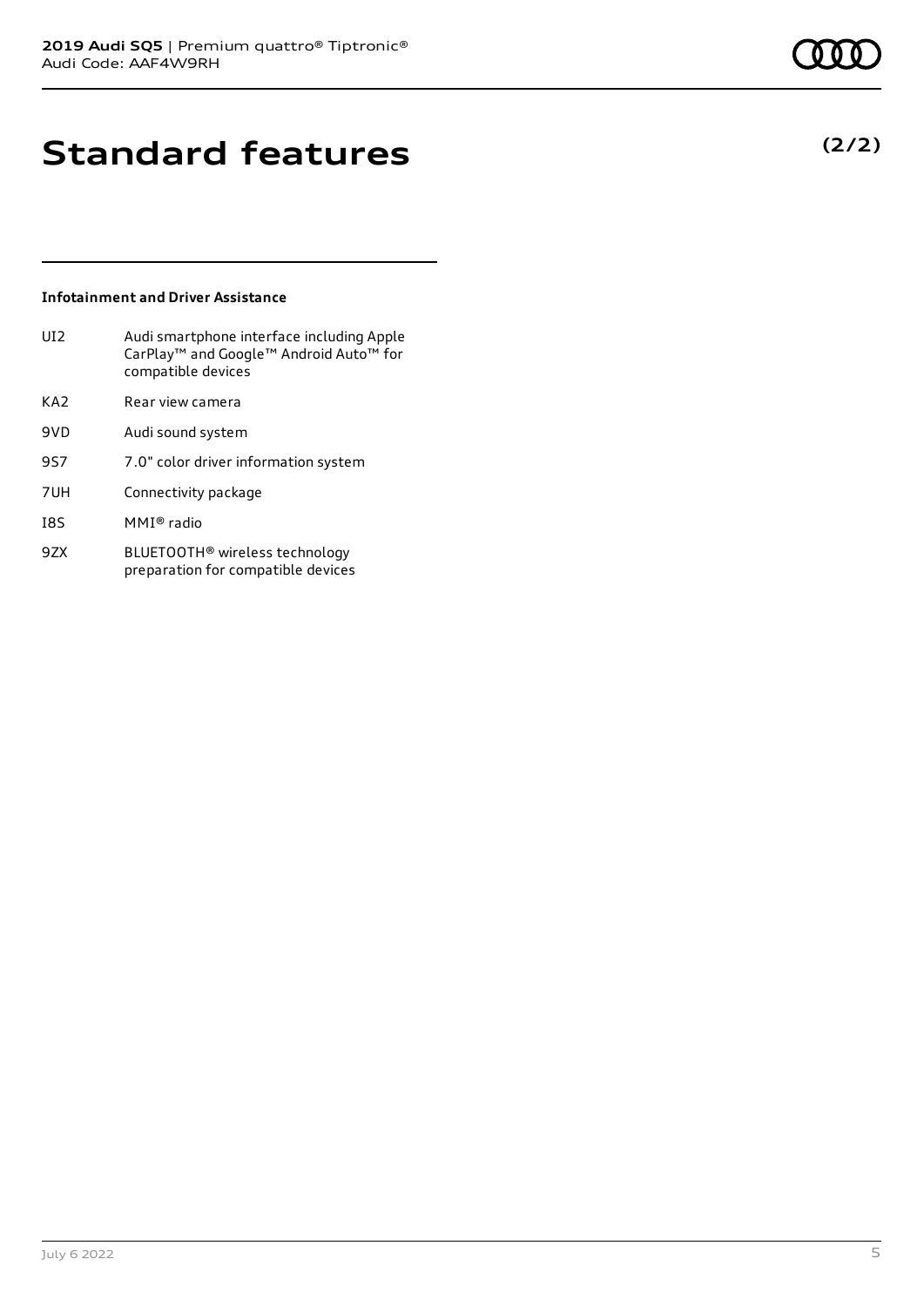# Standard features

**(2/2)**

### Infotainment and Driver Assistance

| | |
|---|---|
| UI2 | Audi smartphone interface including Apple CarPlay™ and Google™ Android Auto™ for compatible devices |
| KA2 | Rear view camera |
| 9VD | Audi sound system |
| 9S7 | 7.0" color driver information system |
| 7UH | Connectivity package |
| I8S | MMI® radio |
| 9ZX | BLUETOOTH® wireless technology preparation for compatible devices |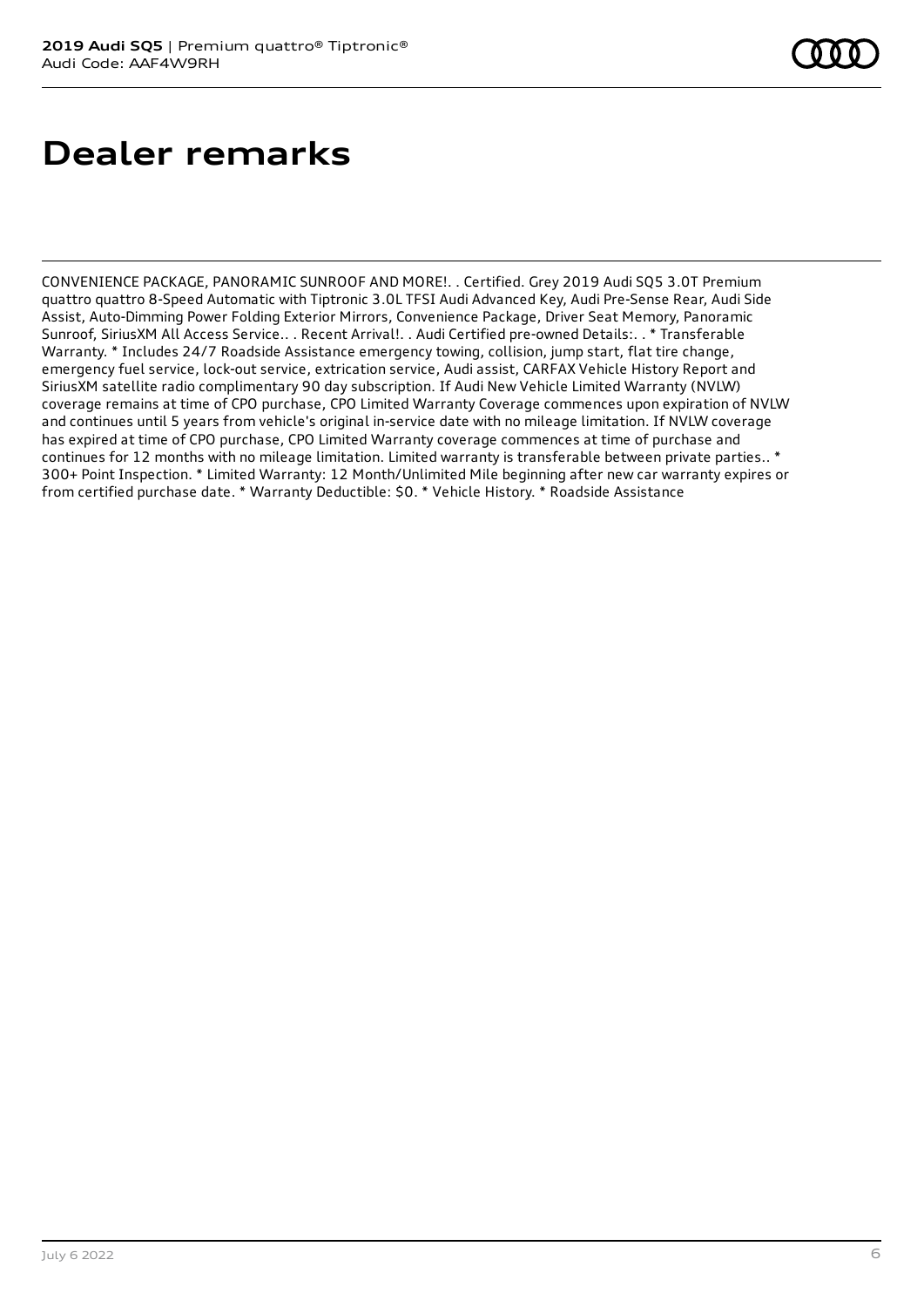# Dealer remarks

CONVENIENCE PACKAGE, PANORAMIC SUNROOF AND MORE!. . Certified. Grey 2019 Audi SQ5 3.0T Premium quattro quattro 8-Speed Automatic with Tiptronic 3.0L TFSI Audi Advanced Key, Audi Pre-Sense Rear, Audi Side Assist, Auto-Dimming Power Folding Exterior Mirrors, Convenience Package, Driver Seat Memory, Panoramic Sunroof, SiriusXM All Access Service.. . Recent Arrival!. . Audi Certified pre-owned Details:. . * Transferable Warranty. * Includes 24/7 Roadside Assistance emergency towing, collision, jump start, flat tire change, emergency fuel service, lock-out service, extrication service, Audi assist, CARFAX Vehicle History Report and SiriusXM satellite radio complimentary 90 day subscription. If Audi New Vehicle Limited Warranty (NVLW) coverage remains at time of CPO purchase, CPO Limited Warranty Coverage commences upon expiration of NVLW and continues until 5 years from vehicle's original in-service date with no mileage limitation. If NVLW coverage has expired at time of CPO purchase, CPO Limited Warranty coverage commences at time of purchase and continues for 12 months with no mileage limitation. Limited warranty is transferable between private parties.. * 300+ Point Inspection. * Limited Warranty: 12 Month/Unlimited Mile beginning after new car warranty expires or from certified purchase date. * Warranty Deductible: $0. * Vehicle History. * Roadside Assistance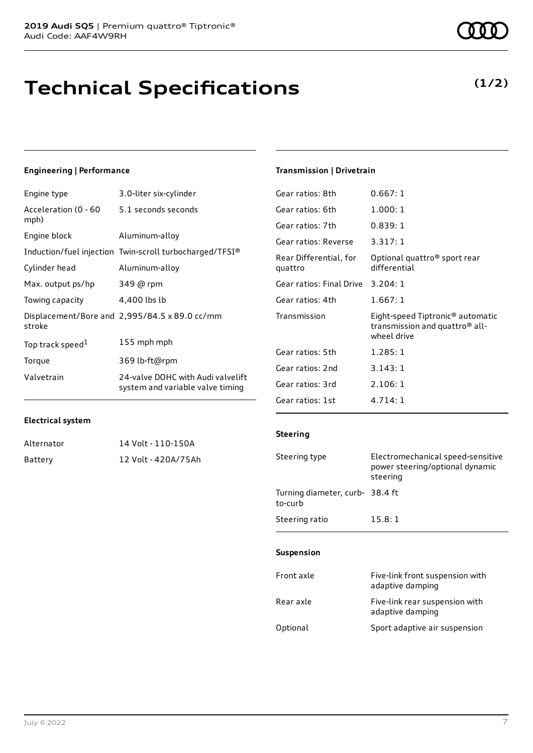# Technical Specifications

**(1/2)**

### Engineering | Performance

| | |
|---|---|
| Engine type | 3.0-liter six-cylinder |
| Acceleration (0 - 60 mph) | 5.1 seconds seconds |
| Engine block | Aluminum-alloy |
| Induction/fuel injection | Twin-scroll turbocharged/TFSI® |
| Cylinder head | Aluminum-alloy |
| Max. output ps/hp | 349 @ rpm |
| Towing capacity | 4,400 lbs lb |
| Displacement/Bore and stroke | 2,995/84.5 x 89.0 cc/mm |
| Top track speed[1] | 155 mph mph |
| Torque | 369 lb-ft@rpm |
| Valvetrain | 24-valve DOHC with Audi valvelift system and variable valve timing |

### Electrical system

| | |
|---|---|
| Alternator | 14 Volt - 110-150A |
| Battery | 12 Volt - 420A/75Ah |

### Transmission | Drivetrain

| | |
|---|---|
| Gear ratios: 8th | 0.667: 1 |
| Gear ratios: 6th | 1.000: 1 |
| Gear ratios: 7th | 0.839: 1 |
| Gear ratios: Reverse | 3.317: 1 |
| Rear Differential, for quattro | Optional quattro® sport rear differential |
| Gear ratios: Final Drive | 3.204: 1 |
| Gear ratios: 4th | 1.667: 1 |
| Transmission | Eight-speed Tiptronic® automatic transmission and quattro® all-wheel drive |
| Gear ratios: 5th | 1.285: 1 |
| Gear ratios: 2nd | 3.143: 1 |
| Gear ratios: 3rd | 2.106: 1 |
| Gear ratios: 1st | 4.714: 1 |

### Steering

| | |
|---|---|
| Steering type | Electromechanical speed-sensitive power steering/optional dynamic steering |
| Turning diameter, curb-to-curb | 38.4 ft |
| Steering ratio | 15.8: 1 |

### Suspension

| | |
|---|---|
| Front axle | Five-link front suspension with adaptive damping |
| Rear axle | Five-link rear suspension with adaptive damping |
| Optional | Sport adaptive air suspension |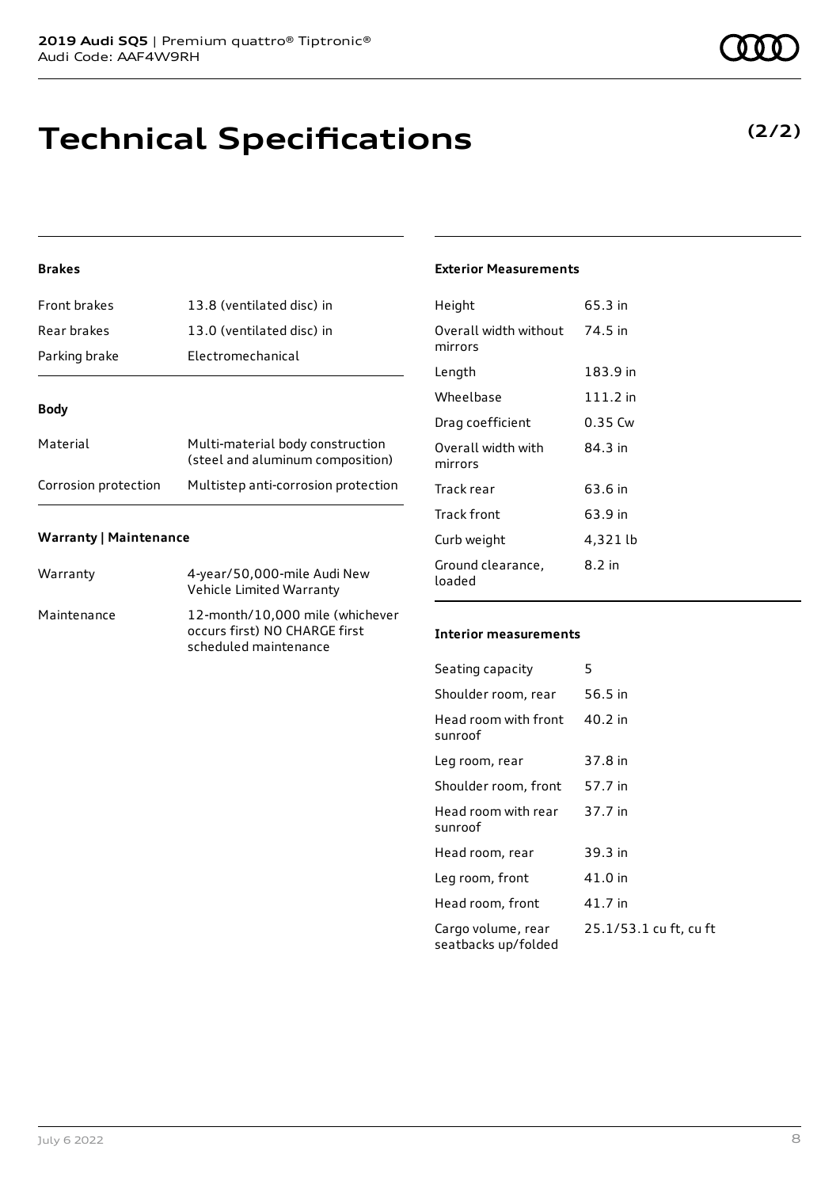# Technical Specifications

**(2/2)**

### Brakes

| | |
|---|---|
| Front brakes | 13.8 (ventilated disc) in |
| Rear brakes | 13.0 (ventilated disc) in |
| Parking brake | Electromechanical |

### Body

| | |
|---|---|
| Material | Multi-material body construction (steel and aluminum composition) |
| Corrosion protection | Multistep anti-corrosion protection |

### Warranty | Maintenance

| | |
|---|---|
| Warranty | 4-year/50,000-mile Audi New Vehicle Limited Warranty |
| Maintenance | 12-month/10,000 mile (whichever occurs first) NO CHARGE first scheduled maintenance |

### Exterior Measurements

| | |
|---|---|
| Height | 65.3 in |
| Overall width without mirrors | 74.5 in |
| Length | 183.9 in |
| Wheelbase | 111.2 in |
| Drag coefficient | 0.35 Cw |
| Overall width with mirrors | 84.3 in |
| Track rear | 63.6 in |
| Track front | 63.9 in |
| Curb weight | 4,321 lb |
| Ground clearance, loaded | 8.2 in |

### Interior measurements

| | |
|---|---|
| Seating capacity | 5 |
| Shoulder room, rear | 56.5 in |
| Head room with front sunroof | 40.2 in |
| Leg room, rear | 37.8 in |
| Shoulder room, front | 57.7 in |
| Head room with rear sunroof | 37.7 in |
| Head room, rear | 39.3 in |
| Leg room, front | 41.0 in |
| Head room, front | 41.7 in |
| Cargo volume, rear seatbacks up/folded | 25.1/53.1 cu ft, cu ft |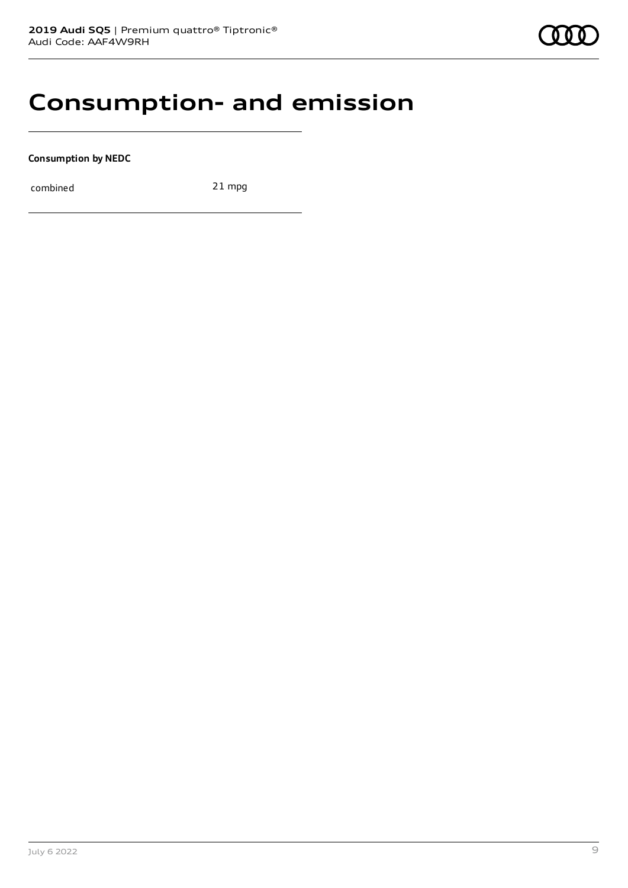# Consumption- and emission

**Consumption by NEDC**

| combined | 21 mpg |
|---|---|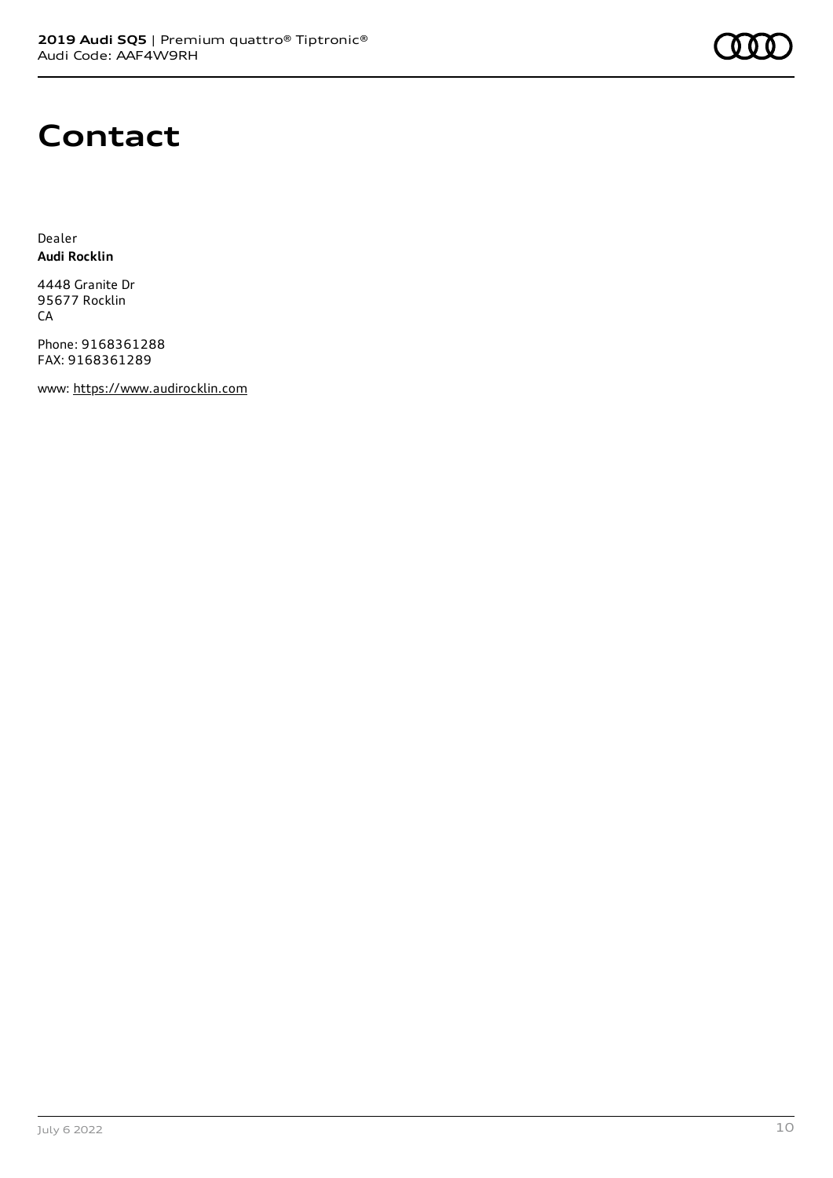# Contact

Dealer
**Audi Rocklin**

4448 Granite Dr
95677 Rocklin
CA

Phone: 9168361288
FAX: 9168361289

www: https://www.audirocklin.com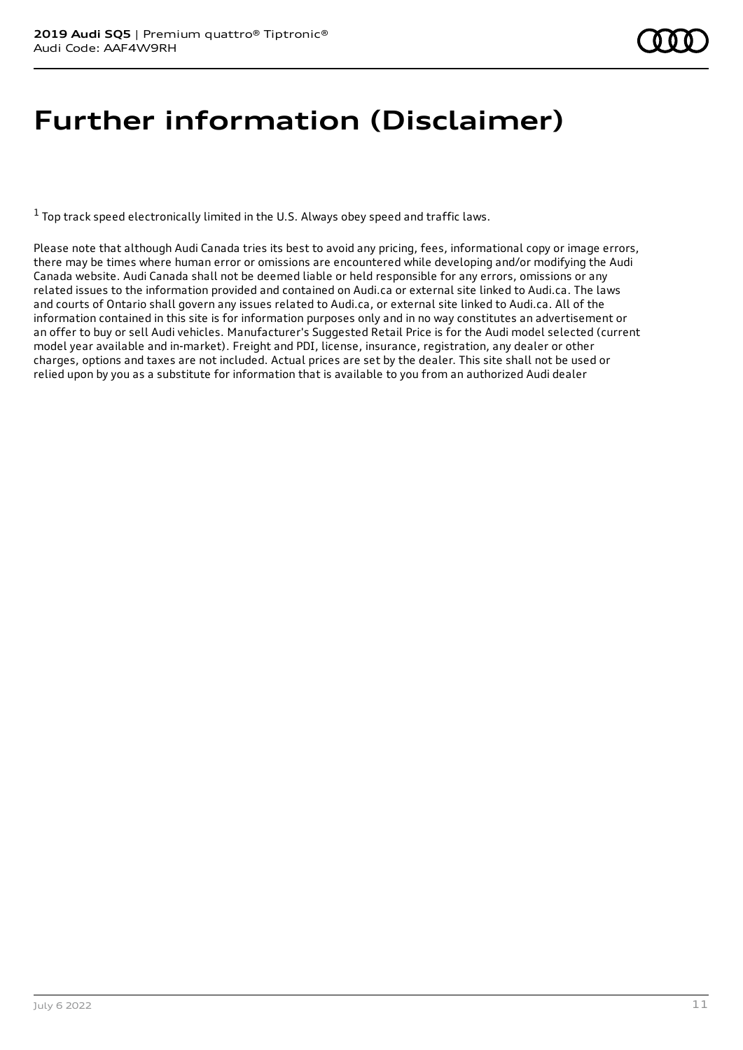# Further information (Disclaimer)

[1] Top track speed electronically limited in the U.S. Always obey speed and traffic laws.

Please note that although Audi Canada tries its best to avoid any pricing, fees, informational copy or image errors, there may be times where human error or omissions are encountered while developing and/or modifying the Audi Canada website. Audi Canada shall not be deemed liable or held responsible for any errors, omissions or any related issues to the information provided and contained on Audi.ca or external site linked to Audi.ca. The laws and courts of Ontario shall govern any issues related to Audi.ca, or external site linked to Audi.ca. All of the information contained in this site is for information purposes only and in no way constitutes an advertisement or an offer to buy or sell Audi vehicles. Manufacturer's Suggested Retail Price is for the Audi model selected (current model year available and in-market). Freight and PDI, license, insurance, registration, any dealer or other charges, options and taxes are not included. Actual prices are set by the dealer. This site shall not be used or relied upon by you as a substitute for information that is available to you from an authorized Audi dealer